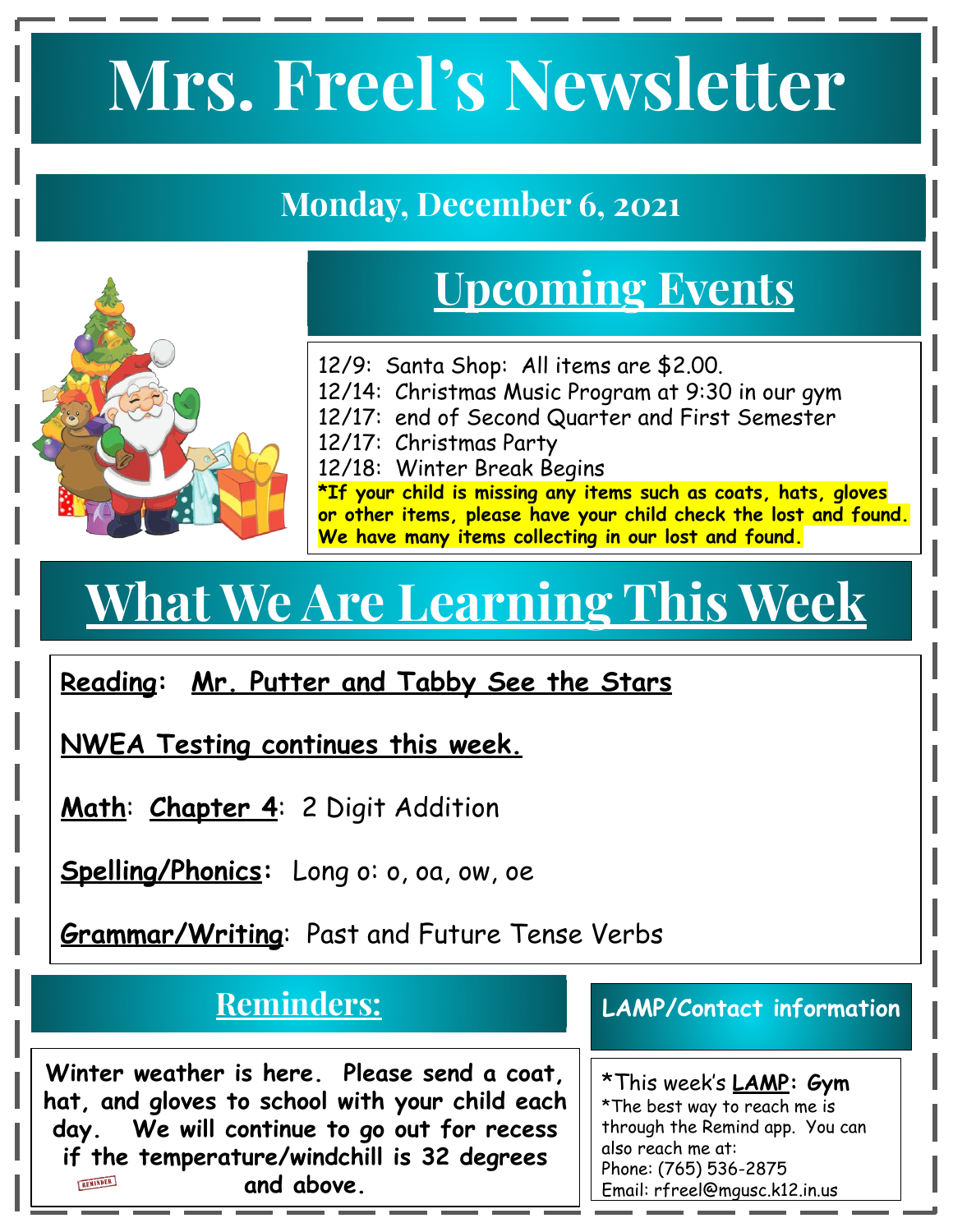# Mrs. Freel's Newsletter

## Monday, December 6, 2021

## Upcoming Events

12/9: Santa Shop: All items are $2.00.
12/14: Christmas Music Program at 9:30 in our gym
12/17: end of Second Quarter and First Semester
12/17: Christmas Party
12/18: Winter Break Begins

**\*If your child is missing any items such as coats, hats, gloves or other items, please have your child check the lost and found. We have many items collecting in our lost and found.**

## What We Are Learning This Week

**Reading**: **Mr. Putter and Tabby See the Stars**

**NWEA Testing continues this week.**

**Math**: **Chapter 4**: 2 Digit Addition

**Spelling/Phonics**: Long o: o, oa, ow, oe

**Grammar/Writing**: Past and Future Tense Verbs

## Reminders:

**Winter weather is here. Please send a coat, hat, and gloves to school with your child each day. We will continue to go out for recess if the temperature/windchill is 32 degrees and above.**

## LAMP/Contact information

*This week's **LAMP**: **Gym**
*The best way to reach me is through the Remind app. You can also reach me at:
Phone: (765) 536-2875
Email: rfreel@mgusc.k12.in.us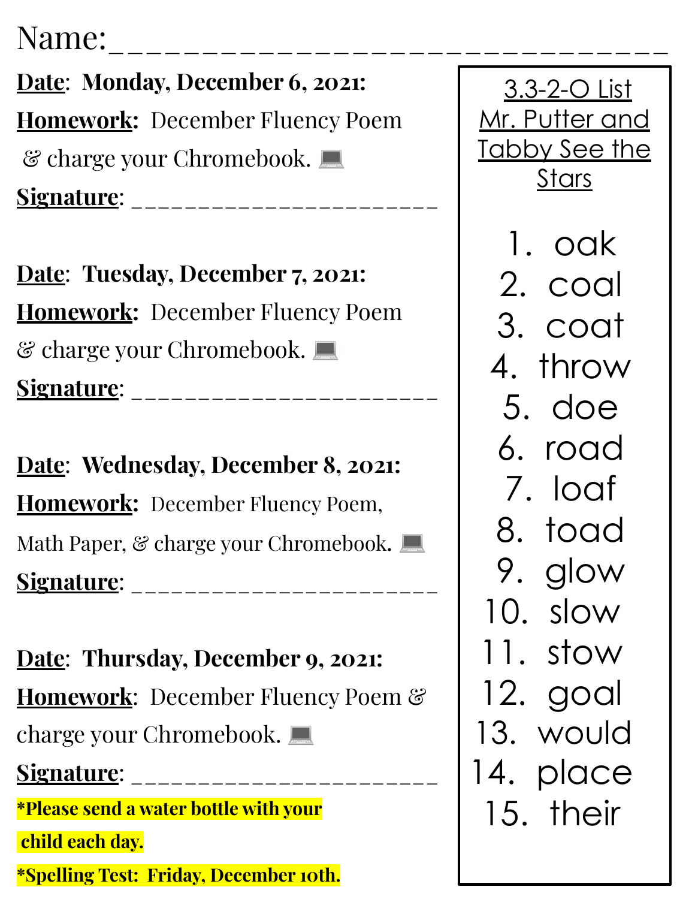Name:______________________________

**Date**: **Monday, December 6, 2021:**

**Homework:** December Fluency Poem & charge your Chromebook. 💻

**Signature**: ________________________

**Date**: **Tuesday, December 7, 2021:**

**Homework:** December Fluency Poem & charge your Chromebook. 💻

**Signature**: ________________________

**Date**: **Wednesday, December 8, 2021:**

**Homework:** December Fluency Poem, Math Paper, & charge your Chromebook. 💻

**Signature**: ________________________

**Date**: **Thursday, December 9, 2021:**

**Homework**: December Fluency Poem & charge your Chromebook. 💻

**Signature**: ________________________

***Please send a water bottle with your child each day.**

***Spelling Test: Friday, December 10th.**

3.3-2-O List
Mr. Putter and Tabby See the Stars

1. oak
2. coal
3. coat
4. throw
5. doe
6. road
7. loaf
8. toad
9. glow
10. slow
11. stow
12. goal
13. would
14. place
15. their